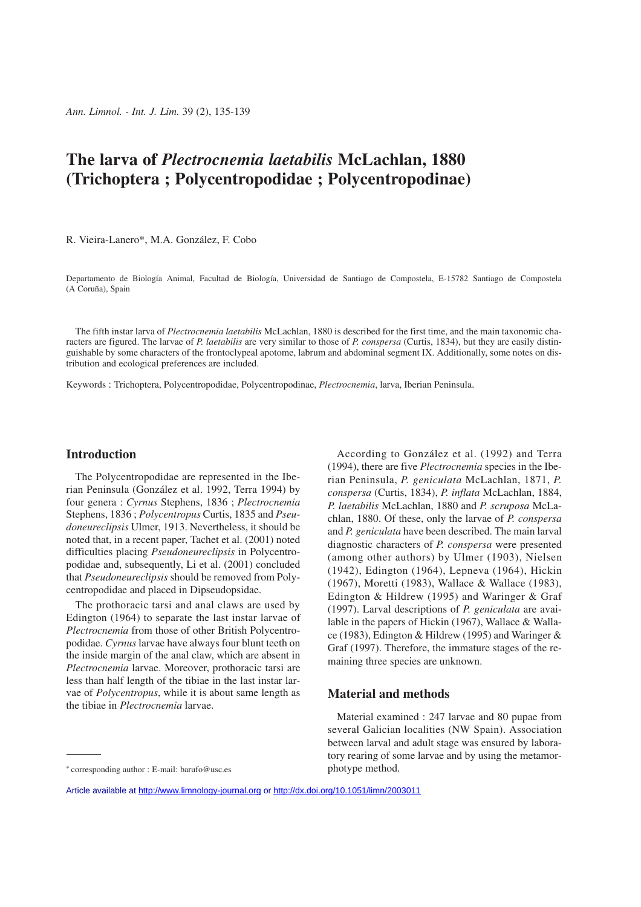# The larva of *Plectrocnemia laetabilis* McLachlan, 1880 (Trichoptera ; Polycentropodidae ; Polycentropodinae)

R. Vieira-Lanero*, M.A. González, F. Cobo

Departamento de Biología Animal, Facultad de Biología, Universidad de Santiago de Compostela, E-15782 Santiago de Compostela (A Coruña), Spain

The fifth instar larva of *Plectrocnemia laetabilis* McLachlan, 1880 is described for the first time, and the main taxonomic characters are figured. The larvae of *P. laetabilis* are very similar to those of *P. conspersa* (Curtis, 1834), but they are easily distinguishable by some characters of the frontoclypeal apotome, labrum and abdominal segment IX. Additionally, some notes on distribution and ecological preferences are included.

Keywords : Trichoptera, Polycentropodidae, Polycentropodinae, *Plectrocnemia*, larva, Iberian Peninsula.

## Introduction

The Polycentropodidae are represented in the Iberian Peninsula (González et al. 1992, Terra 1994) by four genera : *Cyrnus* Stephens, 1836 ; *Plectrocnemia* Stephens, 1836 ; *Polycentropus* Curtis, 1835 and *Pseudoneureclipsis* Ulmer, 1913. Nevertheless, it should be noted that, in a recent paper, Tachet et al. (2001) noted difficulties placing *Pseudoneureclipsis* in Polycentropodidae and, subsequently, Li et al. (2001) concluded that *Pseudoneureclipsis* should be removed from Polycentropodidae and placed in Dipseudopsidae.

The prothoracic tarsi and anal claws are used by Edington (1964) to separate the last instar larvae of *Plectrocnemia* from those of other British Polycentropodidae. *Cyrnus* larvae have always four blunt teeth on the inside margin of the anal claw, which are absent in *Plectrocnemia* larvae. Moreover, prothoracic tarsi are less than half length of the tibiae in the last instar larvae of *Polycentropus*, while it is about same length as the tibiae in *Plectrocnemia* larvae.

According to González et al. (1992) and Terra (1994), there are five *Plectrocnemia* species in the Iberian Peninsula, *P. geniculata* McLachlan, 1871, *P. conspersa* (Curtis, 1834), *P. inflata* McLachlan, 1884, *P. laetabilis* McLachlan, 1880 and *P. scruposa* McLachlan, 1880. Of these, only the larvae of *P. conspersa* and *P. geniculata* have been described. The main larval diagnostic characters of *P. conspersa* were presented (among other authors) by Ulmer (1903), Nielsen (1942), Edington (1964), Lepneva (1964), Hickin (1967), Moretti (1983), Wallace & Wallace (1983), Edington & Hildrew (1995) and Waringer & Graf (1997). Larval descriptions of *P. geniculata* are available in the papers of Hickin (1967), Wallace & Wallace (1983), Edington & Hildrew (1995) and Waringer & Graf (1997). Therefore, the immature stages of the remaining three species are unknown.

## Material and methods

Material examined : 247 larvae and 80 pupae from several Galician localities (NW Spain). Association between larval and adult stage was ensured by laboratory rearing of some larvae and by using the metamorphotype method.

* corresponding author : E-mail: barufo@usc.es

Article available at http://www.limnology-journal.org or http://dx.doi.org/10.1051/limn/2003011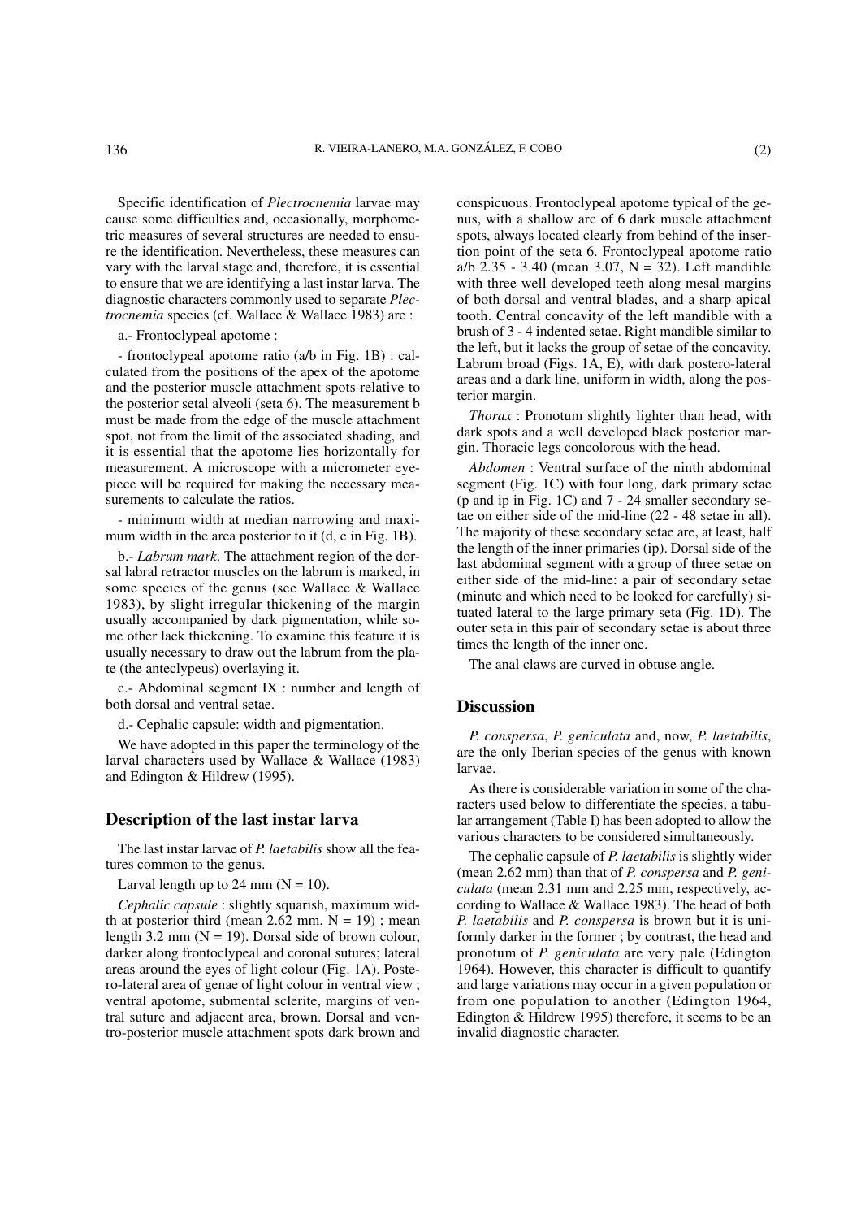Specific identification of *Plectrocnemia* larvae may cause some difficulties and, occasionally, morphometric measures of several structures are needed to ensure the identification. Nevertheless, these measures can vary with the larval stage and, therefore, it is essential to ensure that we are identifying a last instar larva. The diagnostic characters commonly used to separate *Plectrocnemia* species (cf. Wallace & Wallace 1983) are :

a.- Frontoclypeal apotome :

- frontoclypeal apotome ratio (a/b in Fig. 1B) : calculated from the positions of the apex of the apotome and the posterior muscle attachment spots relative to the posterior setal alveoli (seta 6). The measurement b must be made from the edge of the muscle attachment spot, not from the limit of the associated shading, and it is essential that the apotome lies horizontally for measurement. A microscope with a micrometer eyepiece will be required for making the necessary measurements to calculate the ratios.

- minimum width at median narrowing and maximum width in the area posterior to it (d, c in Fig. 1B).

b.- *Labrum mark*. The attachment region of the dorsal labral retractor muscles on the labrum is marked, in some species of the genus (see Wallace & Wallace 1983), by slight irregular thickening of the margin usually accompanied by dark pigmentation, while some other lack thickening. To examine this feature it is usually necessary to draw out the labrum from the plate (the anteclypeus) overlaying it.

c.- Abdominal segment IX : number and length of both dorsal and ventral setae.

d.- Cephalic capsule: width and pigmentation.

We have adopted in this paper the terminology of the larval characters used by Wallace & Wallace (1983) and Edington & Hildrew (1995).

## Description of the last instar larva

The last instar larvae of *P. laetabilis* show all the features common to the genus.

Larval length up to 24 mm (N = 10).

*Cephalic capsule* : slightly squarish, maximum width at posterior third (mean 2.62 mm, N = 19) ; mean length 3.2 mm (N = 19). Dorsal side of brown colour, darker along frontoclypeal and coronal sutures; lateral areas around the eyes of light colour (Fig. 1A). Postero-lateral area of genae of light colour in ventral view ; ventral apotome, submental sclerite, margins of ventral suture and adjacent area, brown. Dorsal and ventro-posterior muscle attachment spots dark brown and conspicuous. Frontoclypeal apotome typical of the genus, with a shallow arc of 6 dark muscle attachment spots, always located clearly from behind of the insertion point of the seta 6. Frontoclypeal apotome ratio a/b 2.35 - 3.40 (mean 3.07, N = 32). Left mandible with three well developed teeth along mesal margins of both dorsal and ventral blades, and a sharp apical tooth. Central concavity of the left mandible with a brush of 3 - 4 indented setae. Right mandible similar to the left, but it lacks the group of setae of the concavity. Labrum broad (Figs. 1A, E), with dark postero-lateral areas and a dark line, uniform in width, along the posterior margin.

*Thorax* : Pronotum slightly lighter than head, with dark spots and a well developed black posterior margin. Thoracic legs concolorous with the head.

*Abdomen* : Ventral surface of the ninth abdominal segment (Fig. 1C) with four long, dark primary setae (p and ip in Fig. 1C) and 7 - 24 smaller secondary setae on either side of the mid-line (22 - 48 setae in all). The majority of these secondary setae are, at least, half the length of the inner primaries (ip). Dorsal side of the last abdominal segment with a group of three setae on either side of the mid-line: a pair of secondary setae (minute and which need to be looked for carefully) situated lateral to the large primary seta (Fig. 1D). The outer seta in this pair of secondary setae is about three times the length of the inner one.

The anal claws are curved in obtuse angle.

## Discussion

*P. conspersa*, *P. geniculata* and, now, *P. laetabilis*, are the only Iberian species of the genus with known larvae.

As there is considerable variation in some of the characters used below to differentiate the species, a tabular arrangement (Table I) has been adopted to allow the various characters to be considered simultaneously.

The cephalic capsule of *P. laetabilis* is slightly wider (mean 2.62 mm) than that of *P. conspersa* and *P. geniculata* (mean 2.31 mm and 2.25 mm, respectively, according to Wallace & Wallace 1983). The head of both *P. laetabilis* and *P. conspersa* is brown but it is uniformly darker in the former ; by contrast, the head and pronotum of *P. geniculata* are very pale (Edington 1964). However, this character is difficult to quantify and large variations may occur in a given population or from one population to another (Edington 1964, Edington & Hildrew 1995) therefore, it seems to be an invalid diagnostic character.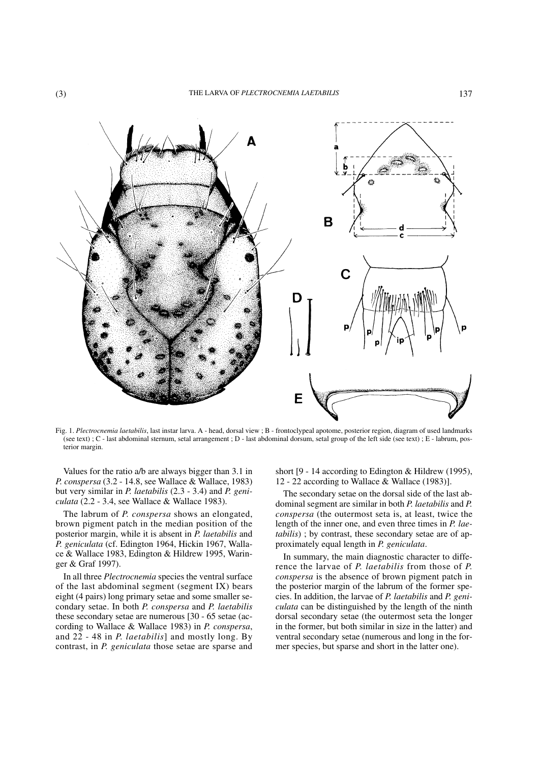Fig. 1. *Plectrocnemia laetabilis*, last instar larva. A - head, dorsal view ; B - frontoclypeal apotome, posterior region, diagram of used landmarks (see text) ; C - last abdominal sternum, setal arrangement ; D - last abdominal dorsum, setal group of the left side (see text) ; E - labrum, posterior margin.

Values for the ratio a/b are always bigger than 3.1 in *P. conspersa* (3.2 - 14.8, see Wallace & Wallace, 1983) but very similar in *P. laetabilis* (2.3 - 3.4) and *P. geniculata* (2.2 - 3.4, see Wallace & Wallace 1983).

The labrum of *P. conspersa* shows an elongated, brown pigment patch in the median position of the posterior margin, while it is absent in *P. laetabilis* and *P. geniculata* (cf. Edington 1964, Hickin 1967, Wallace & Wallace 1983, Edington & Hildrew 1995, Waringer & Graf 1997).

In all three *Plectrocnemia* species the ventral surface of the last abdominal segment (segment IX) bears eight (4 pairs) long primary setae and some smaller secondary setae. In both *P. conspersa* and *P. laetabilis* these secondary setae are numerous [30 - 65 setae (according to Wallace & Wallace 1983) in *P. conspersa*, and 22 - 48 in *P. laetabilis*] and mostly long. By contrast, in *P. geniculata* those setae are sparse and short [9 - 14 according to Edington & Hildrew (1995), 12 - 22 according to Wallace & Wallace (1983)].

The secondary setae on the dorsal side of the last abdominal segment are similar in both *P. laetabilis* and *P. conspersa* (the outermost seta is, at least, twice the length of the inner one, and even three times in *P. laetabilis*) ; by contrast, these secondary setae are of approximately equal length in *P. geniculata*.

In summary, the main diagnostic character to difference the larvae of *P. laetabilis* from those of *P. conspersa* is the absence of brown pigment patch in the posterior margin of the labrum of the former species. In addition, the larvae of *P. laetabilis* and *P. geniculata* can be distinguished by the length of the ninth dorsal secondary setae (the outermost seta the longer in the former, but both similar in size in the latter) and ventral secondary setae (numerous and long in the former species, but sparse and short in the latter one).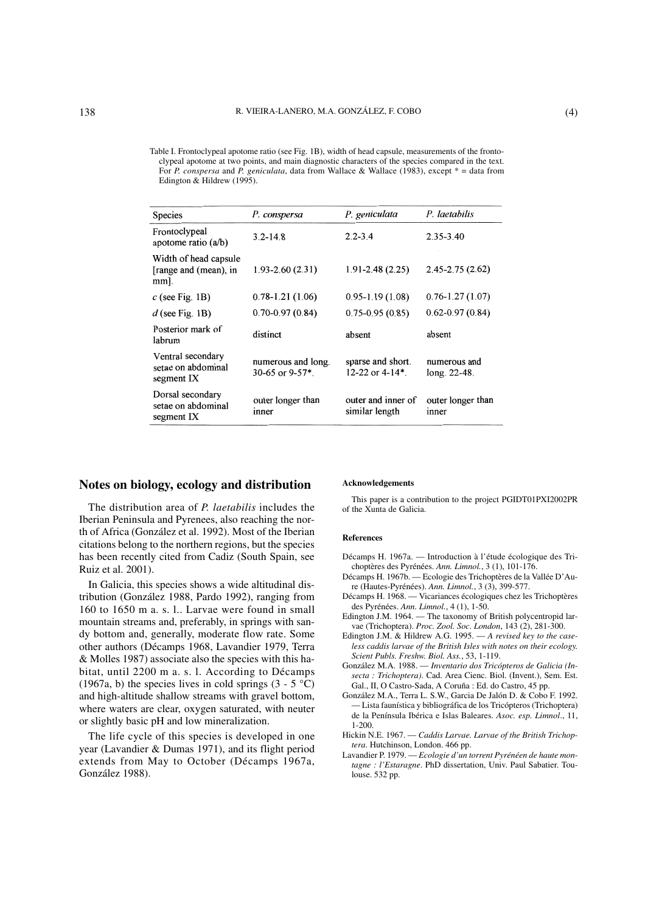Table I. Frontoclypeal apotome ratio (see Fig. 1B), width of head capsule, measurements of the frontoclypeal apotome at two points, and main diagnostic characters of the species compared in the text. For *P. conspersa* and *P. geniculata*, data from Wallace & Wallace (1983), except * = data from Edington & Hildrew (1995).

| Species | *P. conspersa* | *P. geniculata* | *P. laetabilis* |
|---|---|---|---|
| Frontoclypeal apotome ratio (a/b) | 3.2-14.8 | 2.2-3.4 | 2.35-3.40 |
| Width of head capsule [range and (mean), in mm]. | 1.93-2.60 (2.31) | 1.91-2.48 (2.25) | 2.45-2.75 (2.62) |
| *c* (see Fig. 1B) | 0.78-1.21 (1.06) | 0.95-1.19 (1.08) | 0.76-1.27 (1.07) |
| *d* (see Fig. 1B) | 0.70-0.97 (0.84) | 0.75-0.95 (0.85) | 0.62-0.97 (0.84) |
| Posterior mark of labrum | distinct | absent | absent |
| Ventral secondary setae on abdominal segment IX | numerous and long. 30-65 or 9-57*. | sparse and short. 12-22 or 4-14*. | numerous and long. 22-48. |
| Dorsal secondary setae on abdominal segment IX | outer longer than inner | outer and inner of similar length | outer longer than inner |

## Notes on biology, ecology and distribution

The distribution area of *P. laetabilis* includes the Iberian Peninsula and Pyrenees, also reaching the north of Africa (González et al. 1992). Most of the Iberian citations belong to the northern regions, but the species has been recently cited from Cadiz (South Spain, see Ruiz et al. 2001).

In Galicia, this species shows a wide altitudinal distribution (González 1988, Pardo 1992), ranging from 160 to 1650 m a. s. l.. Larvae were found in small mountain streams and, preferably, in springs with sandy bottom and, generally, moderate flow rate. Some other authors (Décamps 1968, Lavandier 1979, Terra & Molles 1987) associate also the species with this habitat, until 2200 m a. s. l. According to Décamps (1967a, b) the species lives in cold springs (3 - 5 °C) and high-altitude shallow streams with gravel bottom, where waters are clear, oxygen saturated, with neuter or slightly basic pH and low mineralization.

The life cycle of this species is developed in one year (Lavandier & Dumas 1971), and its flight period extends from May to October (Décamps 1967a, González 1988).

#### Acknowledgements

This paper is a contribution to the project PGIDT01PXI2002PR of the Xunta de Galicia.

#### References

Décamps H. 1967a. — Introduction à l'étude écologique des Trichoptères des Pyrénées. *Ann. Limnol.*, 3 (1), 101-176.

Décamps H. 1967b. — Ecologie des Trichoptères de la Vallée D'Aure (Hautes-Pyrénées). *Ann. Limnol.*, 3 (3), 399-577.

Décamps H. 1968. — Vicariances écologiques chez les Trichoptères des Pyrénées. *Ann. Limnol.*, 4 (1), 1-50.

Edington J.M. 1964. — The taxonomy of British polycentropid larvae (Trichoptera). *Proc. Zool. Soc. London*, 143 (2), 281-300.

Edington J.M. & Hildrew A.G. 1995. — *A revised key to the caseless caddis larvae of the British Isles with notes on their ecology. Scient Publs. Freshw. Biol. Ass.*, 53, 1-119.

González M.A. 1988. — *Inventario dos Tricópteros de Galicia (Insecta : Trichoptera)*. Cad. Area Cienc. Biol. (Invent.), Sem. Est. Gal., II, O Castro-Sada, A Coruña : Ed. do Castro, 45 pp.

González M.A., Terra L. S.W., Garcia De Jalón D. & Cobo F. 1992. — Lista faunística y bibliográfica de los Tricópteros (Trichoptera) de la Península Ibérica e Islas Baleares. *Asoc. esp. Limnol.*, 11, 1-200.

Hickin N.E. 1967. — *Caddis Larvae. Larvae of the British Trichoptera*. Hutchinson, London. 466 pp.

Lavandier P. 1979. — *Ecologie d'un torrent Pyrénéen de haute montagne : l'Estaragne*. PhD dissertation, Univ. Paul Sabatier. Toulouse. 532 pp.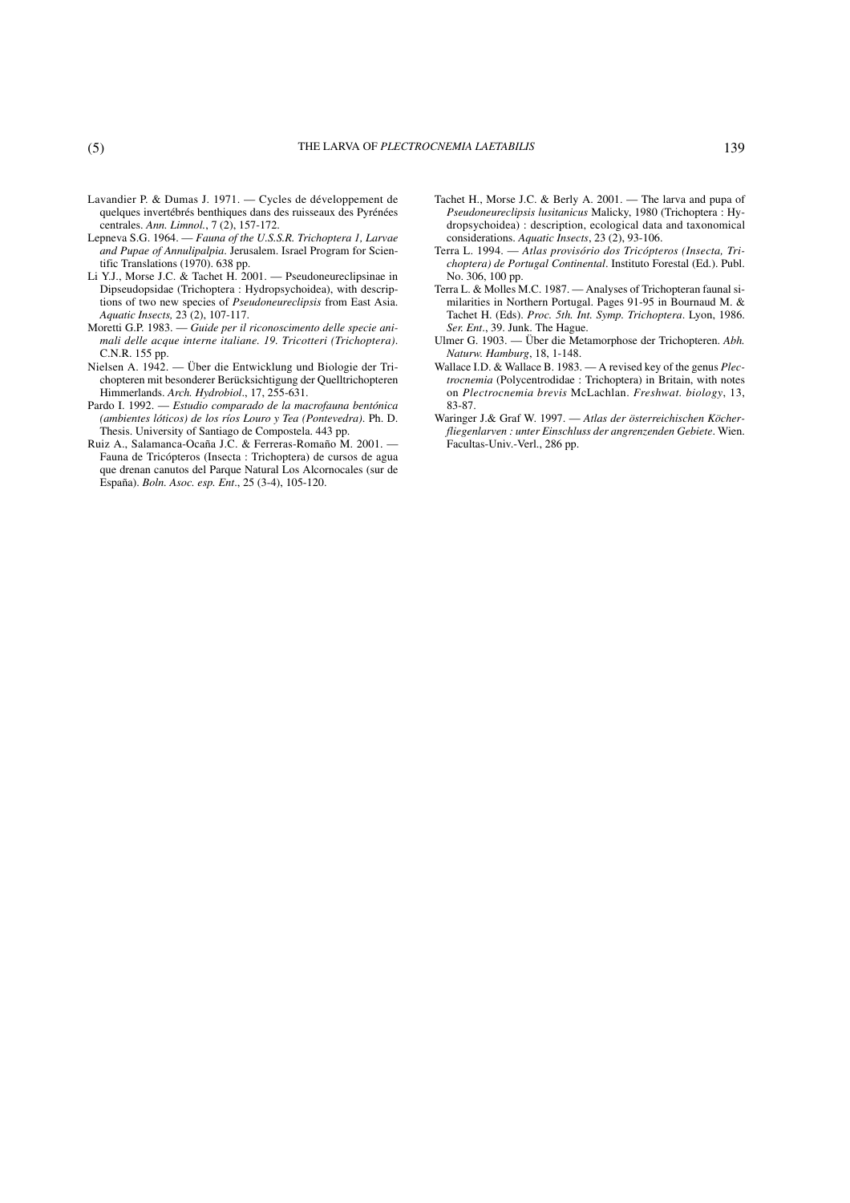Lavandier P. & Dumas J. 1971. — Cycles de développement de quelques invertébrés benthiques dans des ruisseaux des Pyrénées centrales. *Ann. Limnol.*, 7 (2), 157-172.

Lepneva S.G. 1964. — *Fauna of the U.S.S.R. Trichoptera 1, Larvae and Pupae of Annulipalpia*. Jerusalem. Israel Program for Scientific Translations (1970). 638 pp.

Li Y.J., Morse J.C. & Tachet H. 2001. — Pseudoneureclipsinae in Dipseudopsidae (Trichoptera : Hydropsychoidea), with descriptions of two new species of *Pseudoneureclipsis* from East Asia. *Aquatic Insects,* 23 (2), 107-117.

Moretti G.P. 1983. — *Guide per il riconoscimento delle specie animali delle acque interne italiane. 19. Tricotteri (Trichoptera)*. C.N.R. 155 pp.

Nielsen A. 1942. — Über die Entwicklung und Biologie der Trichopteren mit besonderer Berücksichtigung der Quelltrichopteren Himmerlands. *Arch. Hydrobiol*., 17, 255-631.

Pardo I. 1992. — *Estudio comparado de la macrofauna bentónica (ambientes lóticos) de los ríos Louro y Tea (Pontevedra)*. Ph. D. Thesis. University of Santiago de Compostela. 443 pp.

Ruiz A., Salamanca-Ocaña J.C. & Ferreras-Romaño M. 2001. — Fauna de Tricópteros (Insecta : Trichoptera) de cursos de agua que drenan canutos del Parque Natural Los Alcornocales (sur de España). *Boln. Asoc. esp. Ent*., 25 (3-4), 105-120.

Tachet H., Morse J.C. & Berly A. 2001. — The larva and pupa of *Pseudoneureclipsis lusitanicus* Malicky, 1980 (Trichoptera : Hydropsychoidea) : description, ecological data and taxonomical considerations. *Aquatic Insects*, 23 (2), 93-106.

Terra L. 1994. — *Atlas provisório dos Tricópteros (Insecta, Trichoptera) de Portugal Continental*. Instituto Forestal (Ed.). Publ. No. 306, 100 pp.

Terra L. & Molles M.C. 1987. — Analyses of Trichopteran faunal similarities in Northern Portugal. Pages 91-95 in Bournaud M. & Tachet H. (Eds). *Proc. 5th. Int. Symp. Trichoptera*. Lyon, 1986. *Ser. Ent*., 39. Junk. The Hague.

Ulmer G. 1903. — Über die Metamorphose der Trichopteren. *Abh. Naturw. Hamburg*, 18, 1-148.

Wallace I.D. & Wallace B. 1983. — A revised key of the genus *Plectrocnemia* (Polycentrodidae : Trichoptera) in Britain, with notes on *Plectrocnemia brevis* McLachlan. *Freshwat. biology*, 13, 83-87.

Waringer J.& Graf W. 1997. — *Atlas der österreichischen Köcherfliegenlarven : unter Einschluss der angrenzenden Gebiete*. Wien. Facultas-Univ.-Verl., 286 pp.